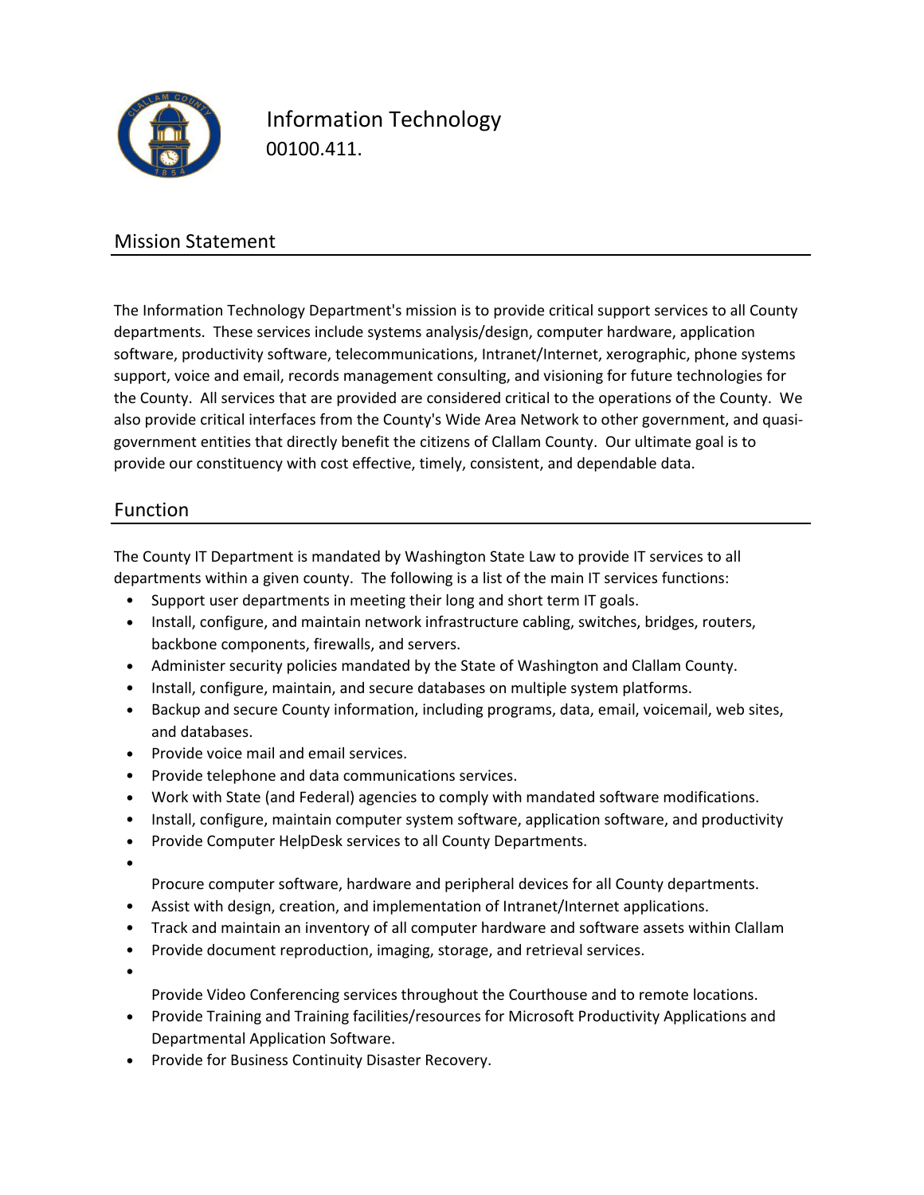# Information Technology

00100.411.

## Mission Statement

The Information Technology Department's mission is to provide critical support services to all County departments. These services include systems analysis/design, computer hardware, application software, productivity software, telecommunications, Intranet/Internet, xerographic, phone systems support, voice and email, records management consulting, and visioning for future technologies for the County. All services that are provided are considered critical to the operations of the County. We also provide critical interfaces from the County's Wide Area Network to other government, and quasi-government entities that directly benefit the citizens of Clallam County. Our ultimate goal is to provide our constituency with cost effective, timely, consistent, and dependable data.

## Function

The County IT Department is mandated by Washington State Law to provide IT services to all departments within a given county. The following is a list of the main IT services functions:

- Support user departments in meeting their long and short term IT goals.
- Install, configure, and maintain network infrastructure cabling, switches, bridges, routers, backbone components, firewalls, and servers.
- Administer security policies mandated by the State of Washington and Clallam County.
- Install, configure, maintain, and secure databases on multiple system platforms.
- Backup and secure County information, including programs, data, email, voicemail, web sites, and databases.
- Provide voice mail and email services.
- Provide telephone and data communications services.
- Work with State (and Federal) agencies to comply with mandated software modifications.
- Install, configure, maintain computer system software, application software, and productivity
- Provide Computer HelpDesk services to all County Departments.
- Procure computer software, hardware and peripheral devices for all County departments.
- Assist with design, creation, and implementation of Intranet/Internet applications.
- Track and maintain an inventory of all computer hardware and software assets within Clallam
- Provide document reproduction, imaging, storage, and retrieval services.
- Provide Video Conferencing services throughout the Courthouse and to remote locations.
- Provide Training and Training facilities/resources for Microsoft Productivity Applications and Departmental Application Software.
- Provide for Business Continuity Disaster Recovery.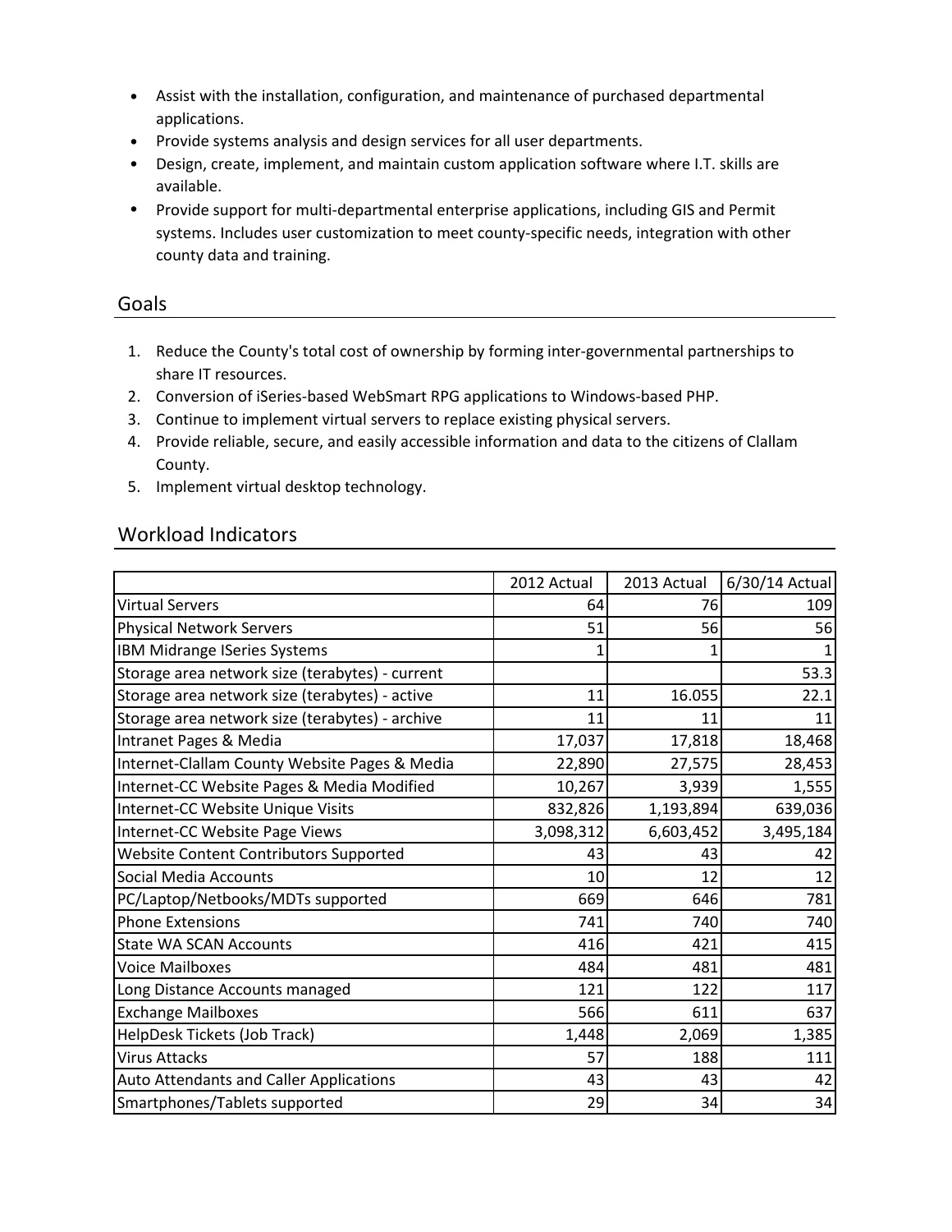- Assist with the installation, configuration, and maintenance of purchased departmental applications.
- Provide systems analysis and design services for all user departments.
- Design, create, implement, and maintain custom application software where I.T. skills are available.
- Provide support for multi-departmental enterprise applications, including GIS and Permit systems. Includes user customization to meet county-specific needs, integration with other county data and training.

## Goals

1. Reduce the County's total cost of ownership by forming inter-governmental partnerships to share IT resources.
2. Conversion of iSeries-based WebSmart RPG applications to Windows-based PHP.
3. Continue to implement virtual servers to replace existing physical servers.
4. Provide reliable, secure, and easily accessible information and data to the citizens of Clallam County.
5. Implement virtual desktop technology.

## Workload Indicators

| | 2012 Actual | 2013 Actual | 6/30/14 Actual |
|---|---|---|---|
| Virtual Servers | 64 | 76 | 109 |
| Physical Network Servers | 51 | 56 | 56 |
| IBM Midrange ISeries Systems | 1 | 1 | 1 |
| Storage area network size (terabytes) - current | | | 53.3 |
| Storage area network size (terabytes) - active | 11 | 16.055 | 22.1 |
| Storage area network size (terabytes) - archive | 11 | 11 | 11 |
| Intranet Pages & Media | 17,037 | 17,818 | 18,468 |
| Internet-Clallam County Website Pages & Media | 22,890 | 27,575 | 28,453 |
| Internet-CC Website Pages & Media Modified | 10,267 | 3,939 | 1,555 |
| Internet-CC Website Unique Visits | 832,826 | 1,193,894 | 639,036 |
| Internet-CC Website Page Views | 3,098,312 | 6,603,452 | 3,495,184 |
| Website Content Contributors Supported | 43 | 43 | 42 |
| Social Media Accounts | 10 | 12 | 12 |
| PC/Laptop/Netbooks/MDTs supported | 669 | 646 | 781 |
| Phone Extensions | 741 | 740 | 740 |
| State WA SCAN Accounts | 416 | 421 | 415 |
| Voice Mailboxes | 484 | 481 | 481 |
| Long Distance Accounts managed | 121 | 122 | 117 |
| Exchange Mailboxes | 566 | 611 | 637 |
| HelpDesk Tickets (Job Track) | 1,448 | 2,069 | 1,385 |
| Virus Attacks | 57 | 188 | 111 |
| Auto Attendants and Caller Applications | 43 | 43 | 42 |
| Smartphones/Tablets supported | 29 | 34 | 34 |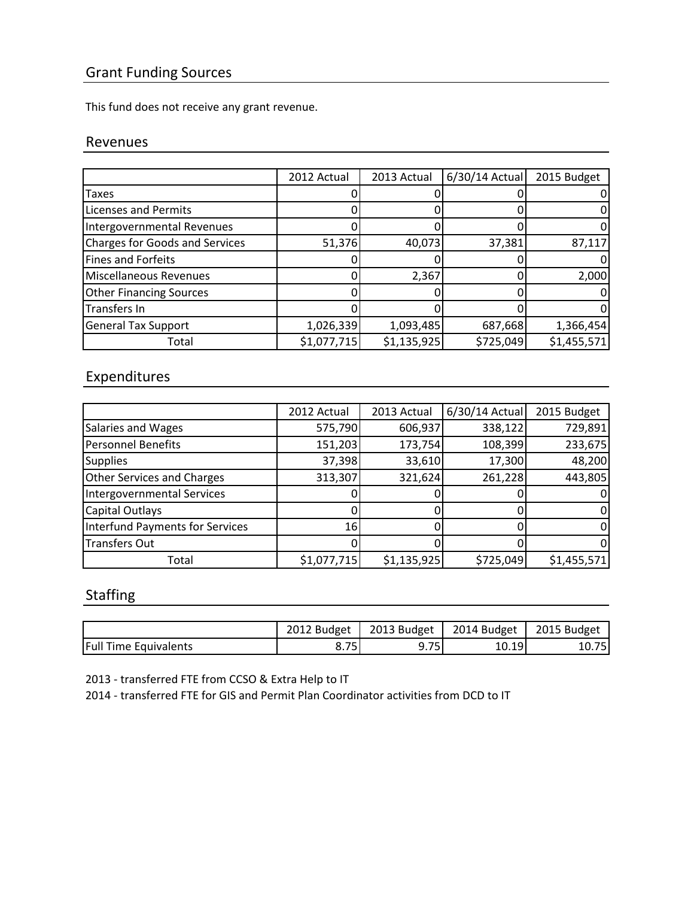## Grant Funding Sources

This fund does not receive any grant revenue.

## Revenues

| | 2012 Actual | 2013 Actual | 6/30/14 Actual | 2015 Budget |
|---|---|---|---|---|
| Taxes | 0 | 0 | 0 | 0 |
| Licenses and Permits | 0 | 0 | 0 | 0 |
| Intergovernmental Revenues | 0 | 0 | 0 | 0 |
| Charges for Goods and Services | 51,376 | 40,073 | 37,381 | 87,117 |
| Fines and Forfeits | 0 | 0 | 0 | 0 |
| Miscellaneous Revenues | 0 | 2,367 | 0 | 2,000 |
| Other Financing Sources | 0 | 0 | 0 | 0 |
| Transfers In | 0 | 0 | 0 | 0 |
| General Tax Support | 1,026,339 | 1,093,485 | 687,668 | 1,366,454 |
| Total | $1,077,715 | $1,135,925 | $725,049 | $1,455,571 |

## Expenditures

| | 2012 Actual | 2013 Actual | 6/30/14 Actual | 2015 Budget |
|---|---|---|---|---|
| Salaries and Wages | 575,790 | 606,937 | 338,122 | 729,891 |
| Personnel Benefits | 151,203 | 173,754 | 108,399 | 233,675 |
| Supplies | 37,398 | 33,610 | 17,300 | 48,200 |
| Other Services and Charges | 313,307 | 321,624 | 261,228 | 443,805 |
| Intergovernmental Services | 0 | 0 | 0 | 0 |
| Capital Outlays | 0 | 0 | 0 | 0 |
| Interfund Payments for Services | 16 | 0 | 0 | 0 |
| Transfers Out | 0 | 0 | 0 | 0 |
| Total | $1,077,715 | $1,135,925 | $725,049 | $1,455,571 |

## Staffing

| | 2012 Budget | 2013 Budget | 2014 Budget | 2015 Budget |
|---|---|---|---|---|
| Full Time Equivalents | 8.75 | 9.75 | 10.19 | 10.75 |

2013 - transferred FTE from CCSO & Extra Help to IT

2014 - transferred FTE for GIS and Permit Plan Coordinator activities from DCD to IT